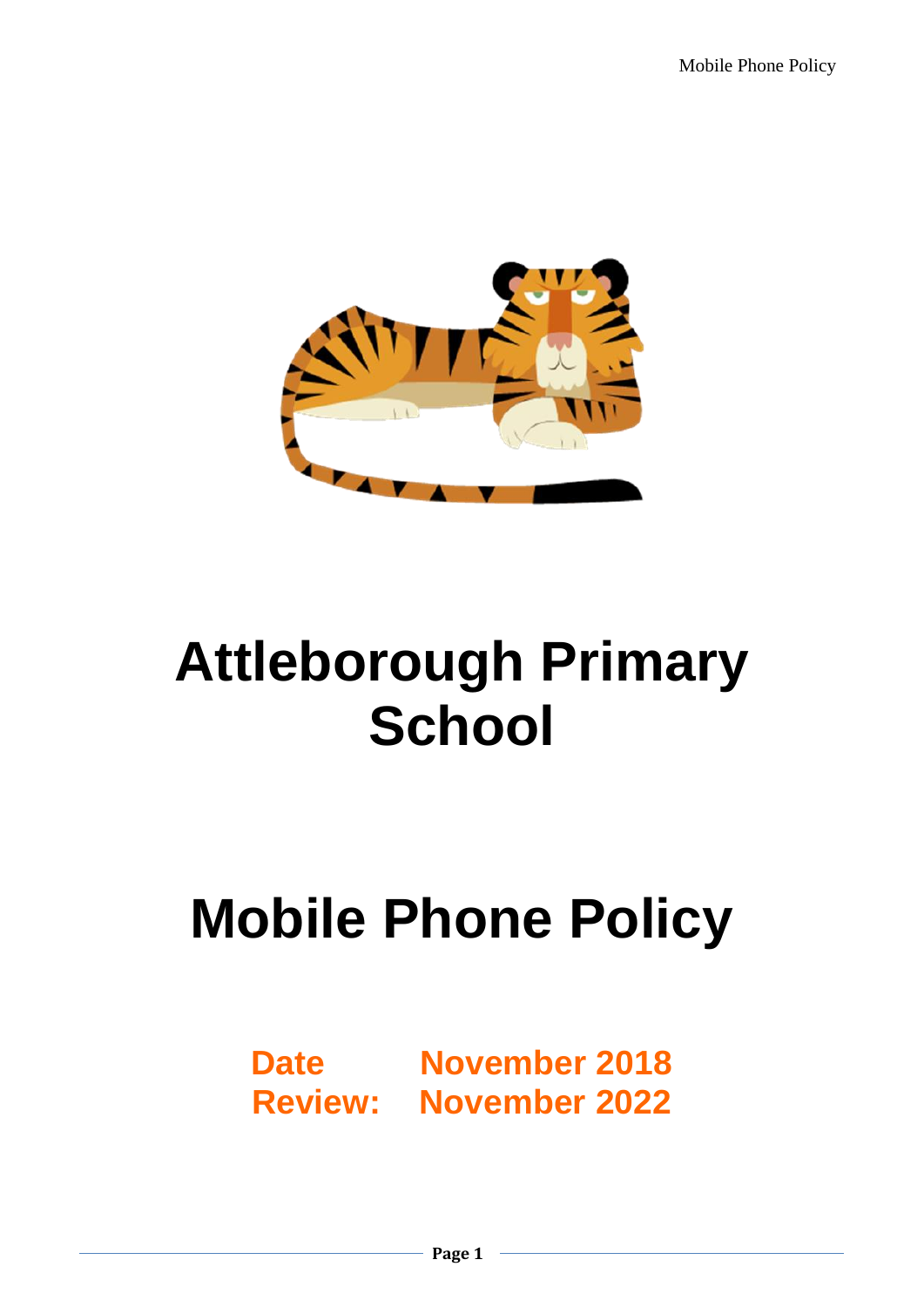# Attleborough Primary School

# Mobile Phone Policy

**Date** **November 2018**
**Review:** **November 2022**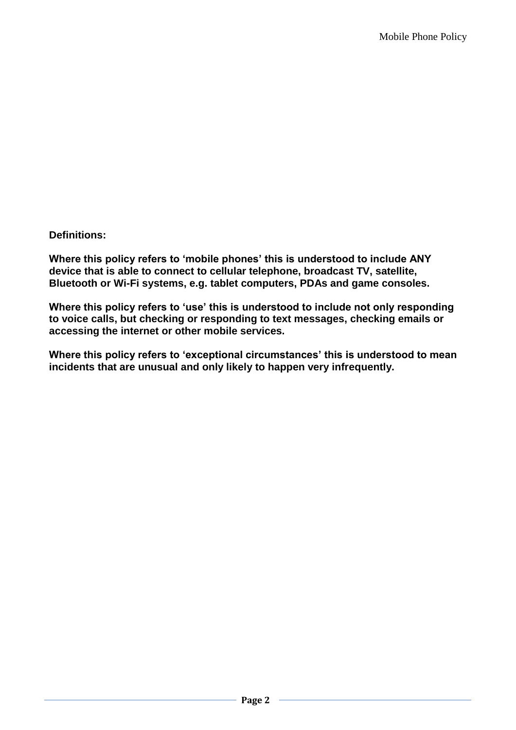**Definitions:**

**Where this policy refers to 'mobile phones' this is understood to include ANY device that is able to connect to cellular telephone, broadcast TV, satellite, Bluetooth or Wi-Fi systems, e.g. tablet computers, PDAs and game consoles.**

**Where this policy refers to 'use' this is understood to include not only responding to voice calls, but checking or responding to text messages, checking emails or accessing the internet or other mobile services.**

**Where this policy refers to 'exceptional circumstances' this is understood to mean incidents that are unusual and only likely to happen very infrequently.**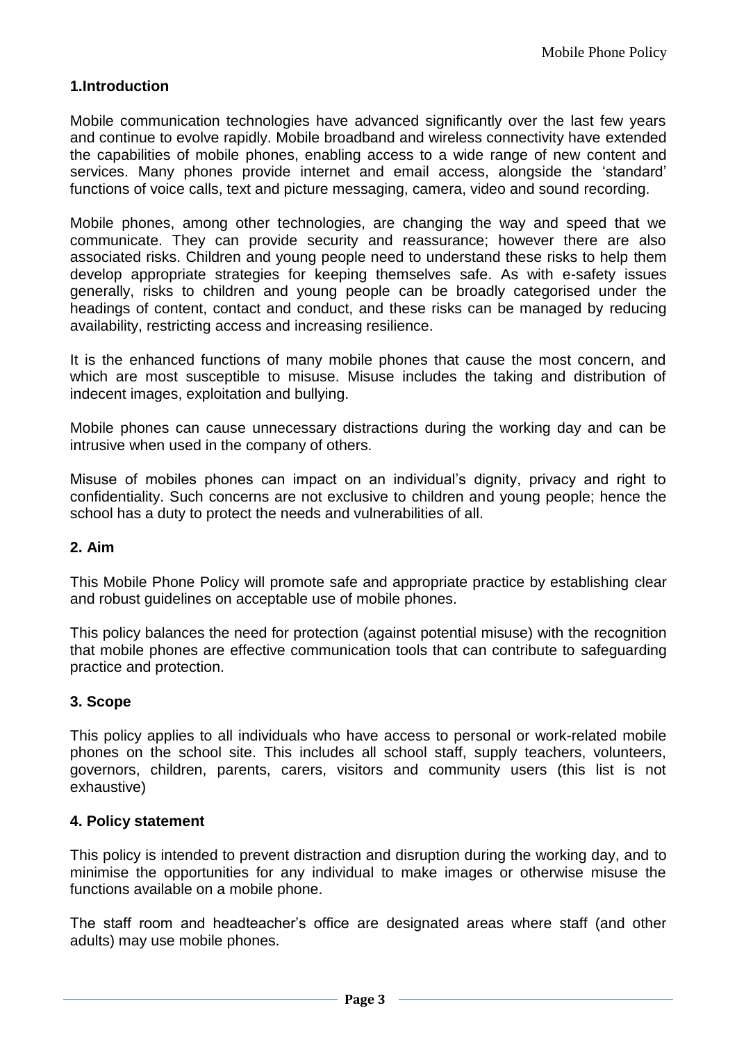## 1.Introduction

Mobile communication technologies have advanced significantly over the last few years and continue to evolve rapidly. Mobile broadband and wireless connectivity have extended the capabilities of mobile phones, enabling access to a wide range of new content and services. Many phones provide internet and email access, alongside the 'standard' functions of voice calls, text and picture messaging, camera, video and sound recording.

Mobile phones, among other technologies, are changing the way and speed that we communicate. They can provide security and reassurance; however there are also associated risks. Children and young people need to understand these risks to help them develop appropriate strategies for keeping themselves safe. As with e-safety issues generally, risks to children and young people can be broadly categorised under the headings of content, contact and conduct, and these risks can be managed by reducing availability, restricting access and increasing resilience.

It is the enhanced functions of many mobile phones that cause the most concern, and which are most susceptible to misuse. Misuse includes the taking and distribution of indecent images, exploitation and bullying.

Mobile phones can cause unnecessary distractions during the working day and can be intrusive when used in the company of others.

Misuse of mobiles phones can impact on an individual's dignity, privacy and right to confidentiality. Such concerns are not exclusive to children and young people; hence the school has a duty to protect the needs and vulnerabilities of all.

## 2. Aim

This Mobile Phone Policy will promote safe and appropriate practice by establishing clear and robust guidelines on acceptable use of mobile phones.

This policy balances the need for protection (against potential misuse) with the recognition that mobile phones are effective communication tools that can contribute to safeguarding practice and protection.

## 3. Scope

This policy applies to all individuals who have access to personal or work-related mobile phones on the school site. This includes all school staff, supply teachers, volunteers, governors, children, parents, carers, visitors and community users (this list is not exhaustive)

## 4. Policy statement

This policy is intended to prevent distraction and disruption during the working day, and to minimise the opportunities for any individual to make images or otherwise misuse the functions available on a mobile phone.

The staff room and headteacher's office are designated areas where staff (and other adults) may use mobile phones.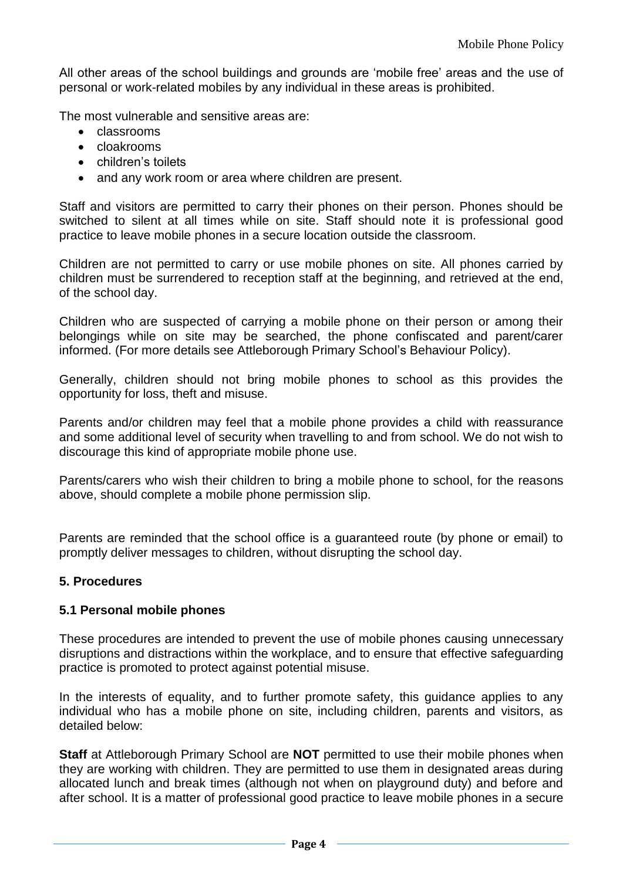All other areas of the school buildings and grounds are 'mobile free' areas and the use of personal or work-related mobiles by any individual in these areas is prohibited.

The most vulnerable and sensitive areas are:

- classrooms
- cloakrooms
- children's toilets
- and any work room or area where children are present.

Staff and visitors are permitted to carry their phones on their person. Phones should be switched to silent at all times while on site. Staff should note it is professional good practice to leave mobile phones in a secure location outside the classroom.

Children are not permitted to carry or use mobile phones on site. All phones carried by children must be surrendered to reception staff at the beginning, and retrieved at the end, of the school day.

Children who are suspected of carrying a mobile phone on their person or among their belongings while on site may be searched, the phone confiscated and parent/carer informed. (For more details see Attleborough Primary School's Behaviour Policy).

Generally, children should not bring mobile phones to school as this provides the opportunity for loss, theft and misuse.

Parents and/or children may feel that a mobile phone provides a child with reassurance and some additional level of security when travelling to and from school. We do not wish to discourage this kind of appropriate mobile phone use.

Parents/carers who wish their children to bring a mobile phone to school, for the reasons above, should complete a mobile phone permission slip.

Parents are reminded that the school office is a guaranteed route (by phone or email) to promptly deliver messages to children, without disrupting the school day.

## 5. Procedures

### 5.1 Personal mobile phones

These procedures are intended to prevent the use of mobile phones causing unnecessary disruptions and distractions within the workplace, and to ensure that effective safeguarding practice is promoted to protect against potential misuse.

In the interests of equality, and to further promote safety, this guidance applies to any individual who has a mobile phone on site, including children, parents and visitors, as detailed below:

**Staff** at Attleborough Primary School are **NOT** permitted to use their mobile phones when they are working with children. They are permitted to use them in designated areas during allocated lunch and break times (although not when on playground duty) and before and after school. It is a matter of professional good practice to leave mobile phones in a secure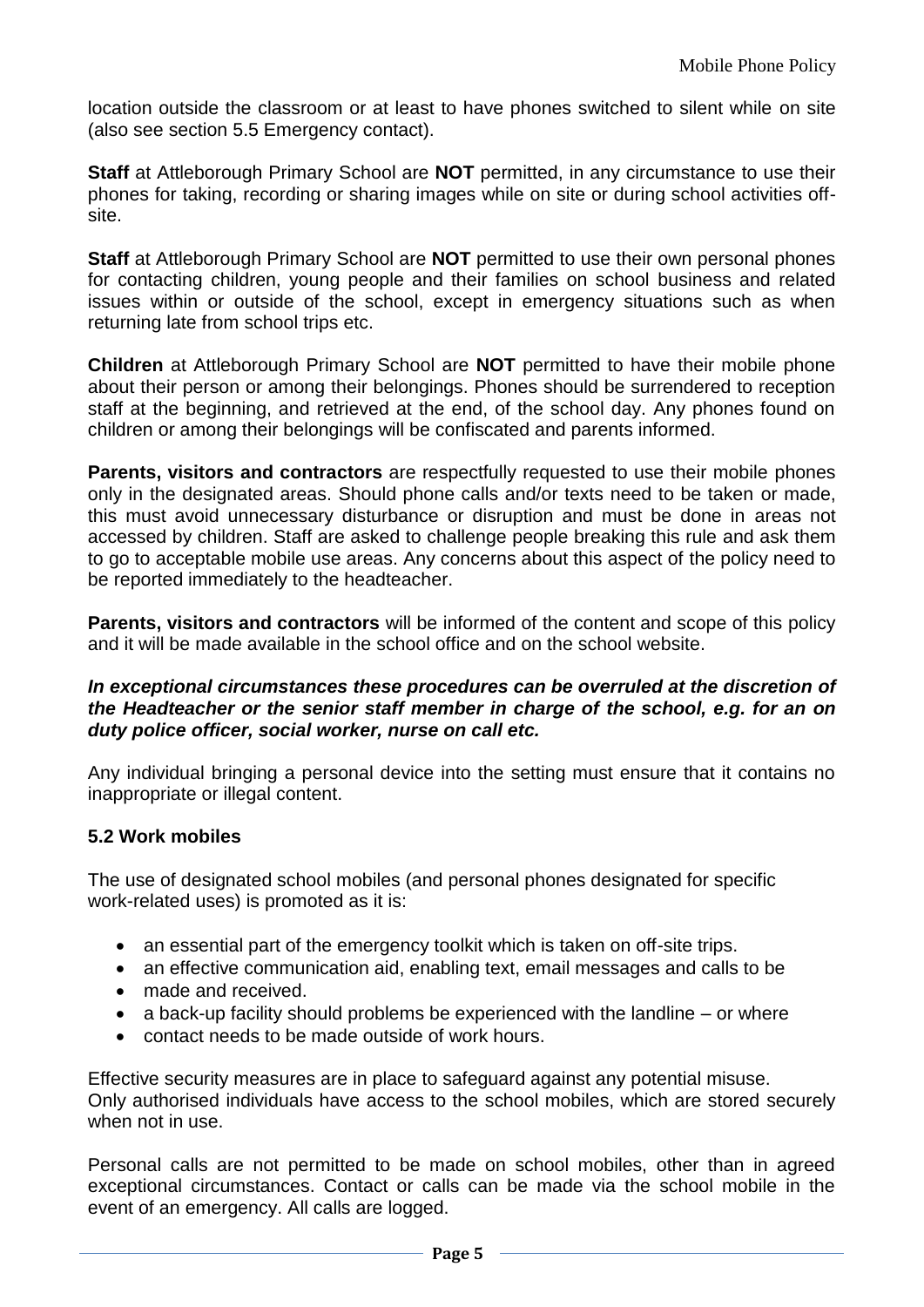location outside the classroom or at least to have phones switched to silent while on site (also see section 5.5 Emergency contact).

**Staff** at Attleborough Primary School are **NOT** permitted, in any circumstance to use their phones for taking, recording or sharing images while on site or during school activities off-site.

**Staff** at Attleborough Primary School are **NOT** permitted to use their own personal phones for contacting children, young people and their families on school business and related issues within or outside of the school, except in emergency situations such as when returning late from school trips etc.

**Children** at Attleborough Primary School are **NOT** permitted to have their mobile phone about their person or among their belongings. Phones should be surrendered to reception staff at the beginning, and retrieved at the end, of the school day. Any phones found on children or among their belongings will be confiscated and parents informed.

**Parents, visitors and contractors** are respectfully requested to use their mobile phones only in the designated areas. Should phone calls and/or texts need to be taken or made, this must avoid unnecessary disturbance or disruption and must be done in areas not accessed by children. Staff are asked to challenge people breaking this rule and ask them to go to acceptable mobile use areas. Any concerns about this aspect of the policy need to be reported immediately to the headteacher.

**Parents, visitors and contractors** will be informed of the content and scope of this policy and it will be made available in the school office and on the school website.

***In exceptional circumstances these procedures can be overruled at the discretion of the Headteacher or the senior staff member in charge of the school, e.g. for an on duty police officer, social worker, nurse on call etc.***

Any individual bringing a personal device into the setting must ensure that it contains no inappropriate or illegal content.

### 5.2 Work mobiles

The use of designated school mobiles (and personal phones designated for specific work-related uses) is promoted as it is:

- an essential part of the emergency toolkit which is taken on off-site trips.
- an effective communication aid, enabling text, email messages and calls to be
- made and received.
- a back-up facility should problems be experienced with the landline – or where
- contact needs to be made outside of work hours.

Effective security measures are in place to safeguard against any potential misuse. Only authorised individuals have access to the school mobiles, which are stored securely when not in use.

Personal calls are not permitted to be made on school mobiles, other than in agreed exceptional circumstances. Contact or calls can be made via the school mobile in the event of an emergency. All calls are logged.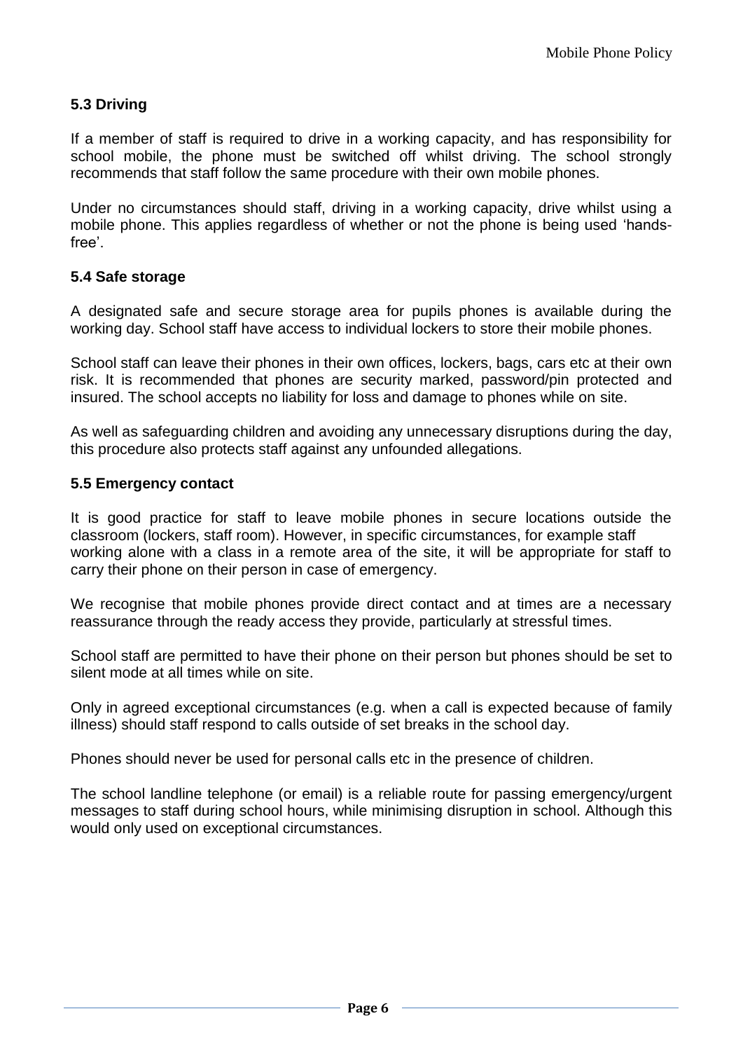### 5.3 Driving

If a member of staff is required to drive in a working capacity, and has responsibility for school mobile, the phone must be switched off whilst driving. The school strongly recommends that staff follow the same procedure with their own mobile phones.

Under no circumstances should staff, driving in a working capacity, drive whilst using a mobile phone. This applies regardless of whether or not the phone is being used 'hands-free'.

### 5.4 Safe storage

A designated safe and secure storage area for pupils phones is available during the working day. School staff have access to individual lockers to store their mobile phones.

School staff can leave their phones in their own offices, lockers, bags, cars etc at their own risk. It is recommended that phones are security marked, password/pin protected and insured. The school accepts no liability for loss and damage to phones while on site.

As well as safeguarding children and avoiding any unnecessary disruptions during the day, this procedure also protects staff against any unfounded allegations.

### 5.5 Emergency contact

It is good practice for staff to leave mobile phones in secure locations outside the classroom (lockers, staff room). However, in specific circumstances, for example staff working alone with a class in a remote area of the site, it will be appropriate for staff to carry their phone on their person in case of emergency.

We recognise that mobile phones provide direct contact and at times are a necessary reassurance through the ready access they provide, particularly at stressful times.

School staff are permitted to have their phone on their person but phones should be set to silent mode at all times while on site.

Only in agreed exceptional circumstances (e.g. when a call is expected because of family illness) should staff respond to calls outside of set breaks in the school day.

Phones should never be used for personal calls etc in the presence of children.

The school landline telephone (or email) is a reliable route for passing emergency/urgent messages to staff during school hours, while minimising disruption in school. Although this would only used on exceptional circumstances.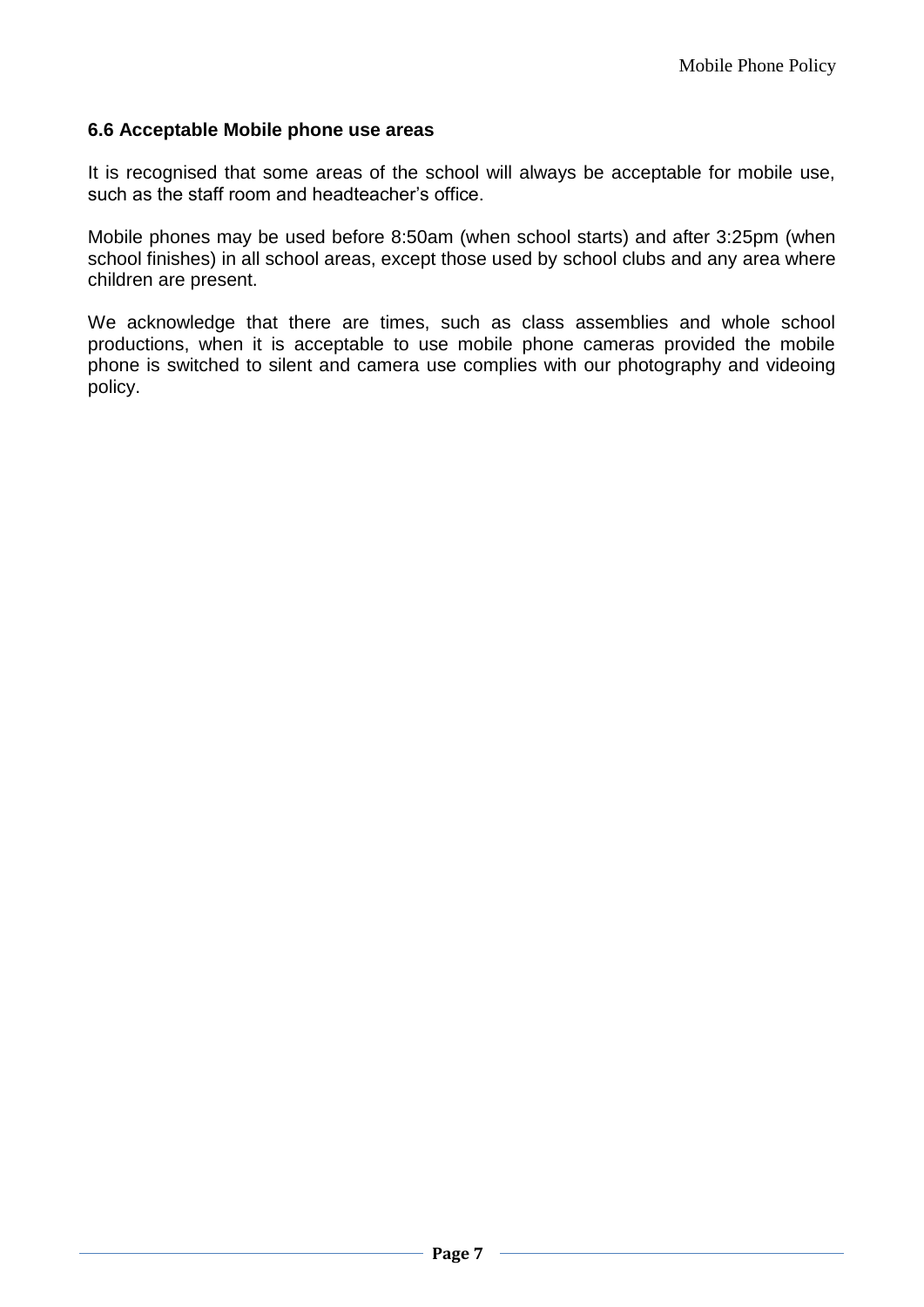### 6.6 Acceptable Mobile phone use areas

It is recognised that some areas of the school will always be acceptable for mobile use, such as the staff room and headteacher's office.

Mobile phones may be used before 8:50am (when school starts) and after 3:25pm (when school finishes) in all school areas, except those used by school clubs and any area where children are present.

We acknowledge that there are times, such as class assemblies and whole school productions, when it is acceptable to use mobile phone cameras provided the mobile phone is switched to silent and camera use complies with our photography and videoing policy.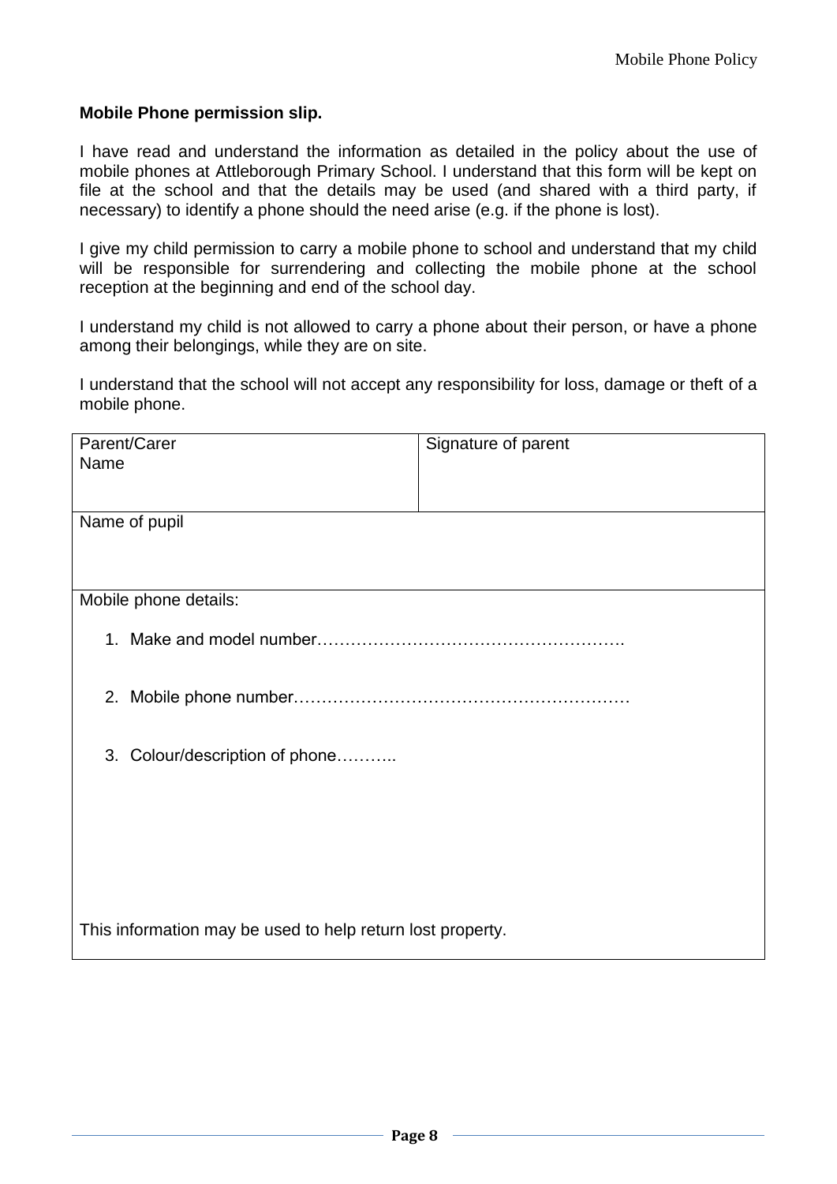**Mobile Phone permission slip.**

I have read and understand the information as detailed in the policy about the use of mobile phones at Attleborough Primary School. I understand that this form will be kept on file at the school and that the details may be used (and shared with a third party, if necessary) to identify a phone should the need arise (e.g. if the phone is lost).

I give my child permission to carry a mobile phone to school and understand that my child will be responsible for surrendering and collecting the mobile phone at the school reception at the beginning and end of the school day.

I understand my child is not allowed to carry a phone about their person, or have a phone among their belongings, while they are on site.

I understand that the school will not accept any responsibility for loss, damage or theft of a mobile phone.

| | |
|---|---|
| Parent/Carer Name | Signature of parent |
| Name of pupil | |
| Mobile phone details:<br><br>1. Make and model number……………………………………………….<br><br>2. Mobile phone number……………………………………………………<br><br>3. Colour/description of phone………..<br><br>This information may be used to help return lost property. | |